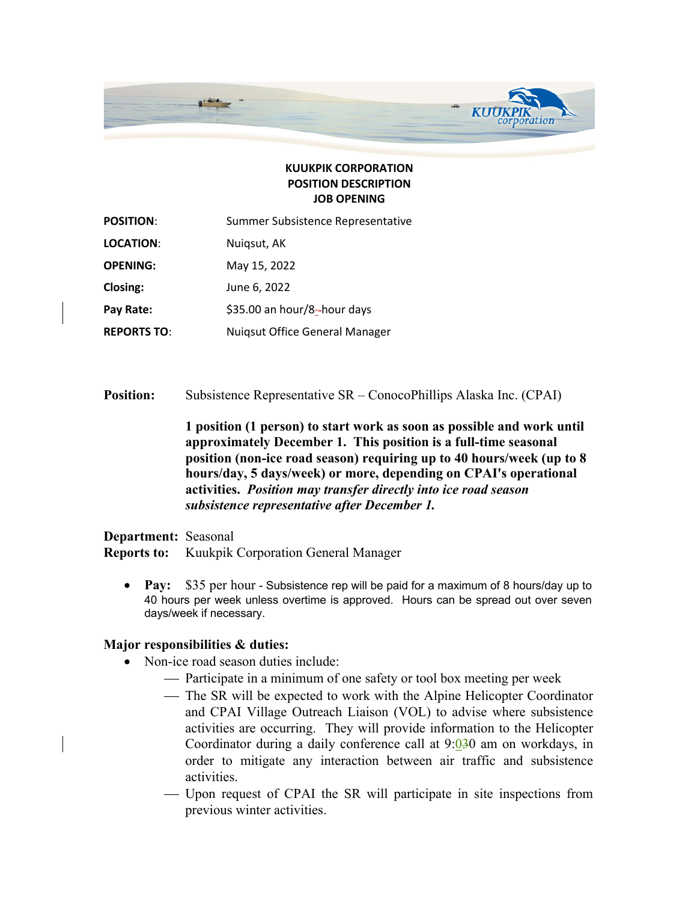**KUUKPIK CORPORATION**
**POSITION DESCRIPTION**
**JOB OPENING**

| | |
|---|---|
| **POSITION**: | Summer Subsistence Representative |
| **LOCATION**: | Nuiqsut, AK |
| **OPENING:** | May 15, 2022 |
| **Closing:** | June 6, 2022 |
| **Pay Rate:** | $35.00 an hour/8-hour days |
| **REPORTS TO**: | Nuiqsut Office General Manager |

**Position:** Subsistence Representative SR – ConocoPhillips Alaska Inc. (CPAI)

**1 position (1 person) to start work as soon as possible and work until approximately December 1. This position is a full-time seasonal position (non-ice road season) requiring up to 40 hours/week (up to 8 hours/day, 5 days/week) or more, depending on CPAI's operational activities.** ***Position may transfer directly into ice road season subsistence representative after December 1.***

**Department:** Seasonal
**Reports to:** Kuukpik Corporation General Manager

- **Pay:** $35 per hour - Subsistence rep will be paid for a maximum of 8 hours/day up to 40 hours per week unless overtime is approved. Hours can be spread out over seven days/week if necessary.

**Major responsibilities & duties:**

- Non-ice road season duties include:
  - Participate in a minimum of one safety or tool box meeting per week
  - The SR will be expected to work with the Alpine Helicopter Coordinator and CPAI Village Outreach Liaison (VOL) to advise where subsistence activities are occurring. They will provide information to the Helicopter Coordinator during a daily conference call at 9:00 am on workdays, in order to mitigate any interaction between air traffic and subsistence activities.
  - Upon request of CPAI the SR will participate in site inspections from previous winter activities.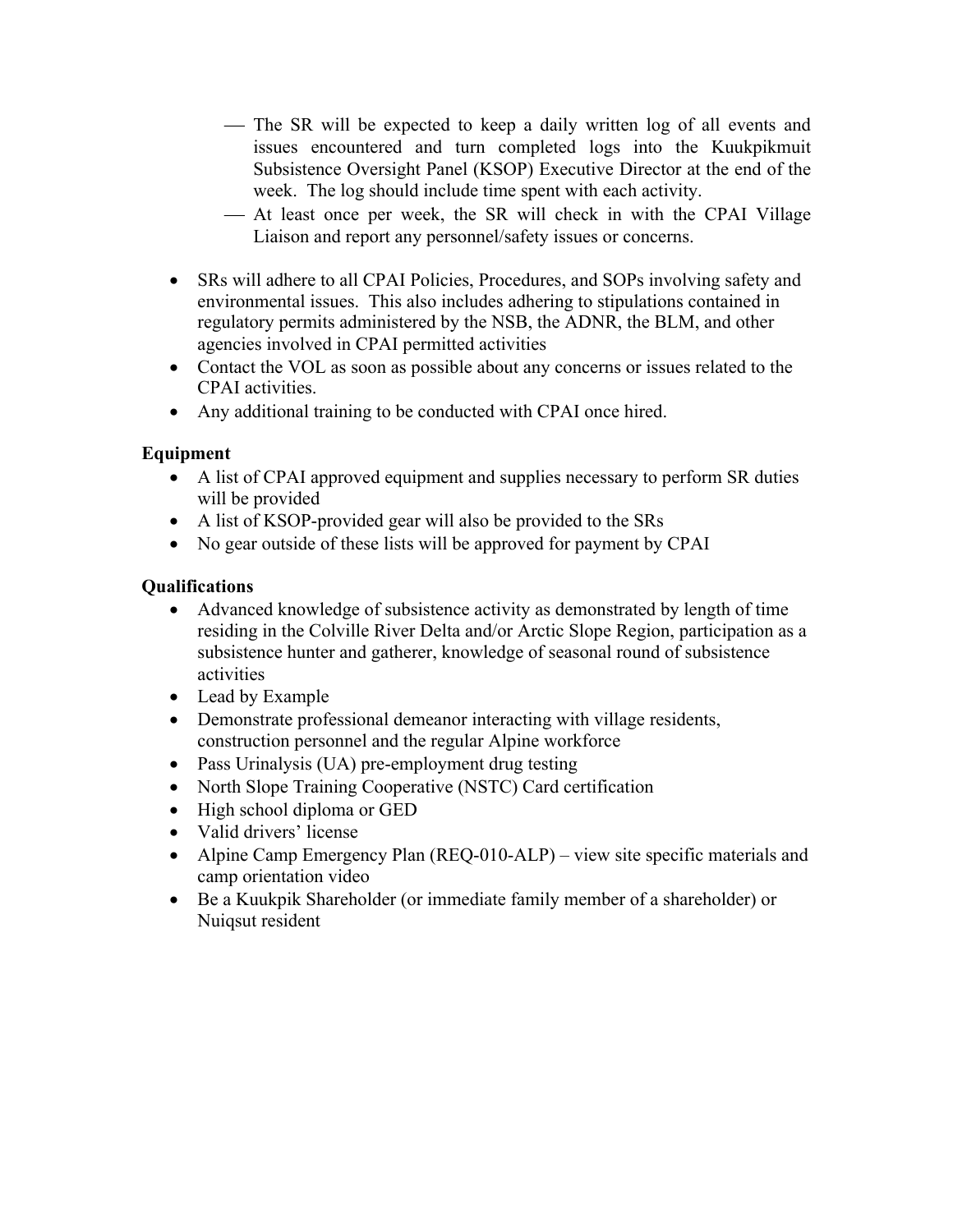- The SR will be expected to keep a daily written log of all events and issues encountered and turn completed logs into the Kuukpikmuit Subsistence Oversight Panel (KSOP) Executive Director at the end of the week. The log should include time spent with each activity.
  - At least once per week, the SR will check in with the CPAI Village Liaison and report any personnel/safety issues or concerns.

- SRs will adhere to all CPAI Policies, Procedures, and SOPs involving safety and environmental issues. This also includes adhering to stipulations contained in regulatory permits administered by the NSB, the ADNR, the BLM, and other agencies involved in CPAI permitted activities
- Contact the VOL as soon as possible about any concerns or issues related to the CPAI activities.
- Any additional training to be conducted with CPAI once hired.

**Equipment**

- A list of CPAI approved equipment and supplies necessary to perform SR duties will be provided
- A list of KSOP-provided gear will also be provided to the SRs
- No gear outside of these lists will be approved for payment by CPAI

**Qualifications**

- Advanced knowledge of subsistence activity as demonstrated by length of time residing in the Colville River Delta and/or Arctic Slope Region, participation as a subsistence hunter and gatherer, knowledge of seasonal round of subsistence activities
- Lead by Example
- Demonstrate professional demeanor interacting with village residents, construction personnel and the regular Alpine workforce
- Pass Urinalysis (UA) pre-employment drug testing
- North Slope Training Cooperative (NSTC) Card certification
- High school diploma or GED
- Valid drivers' license
- Alpine Camp Emergency Plan (REQ-010-ALP) – view site specific materials and camp orientation video
- Be a Kuukpik Shareholder (or immediate family member of a shareholder) or Nuiqsut resident